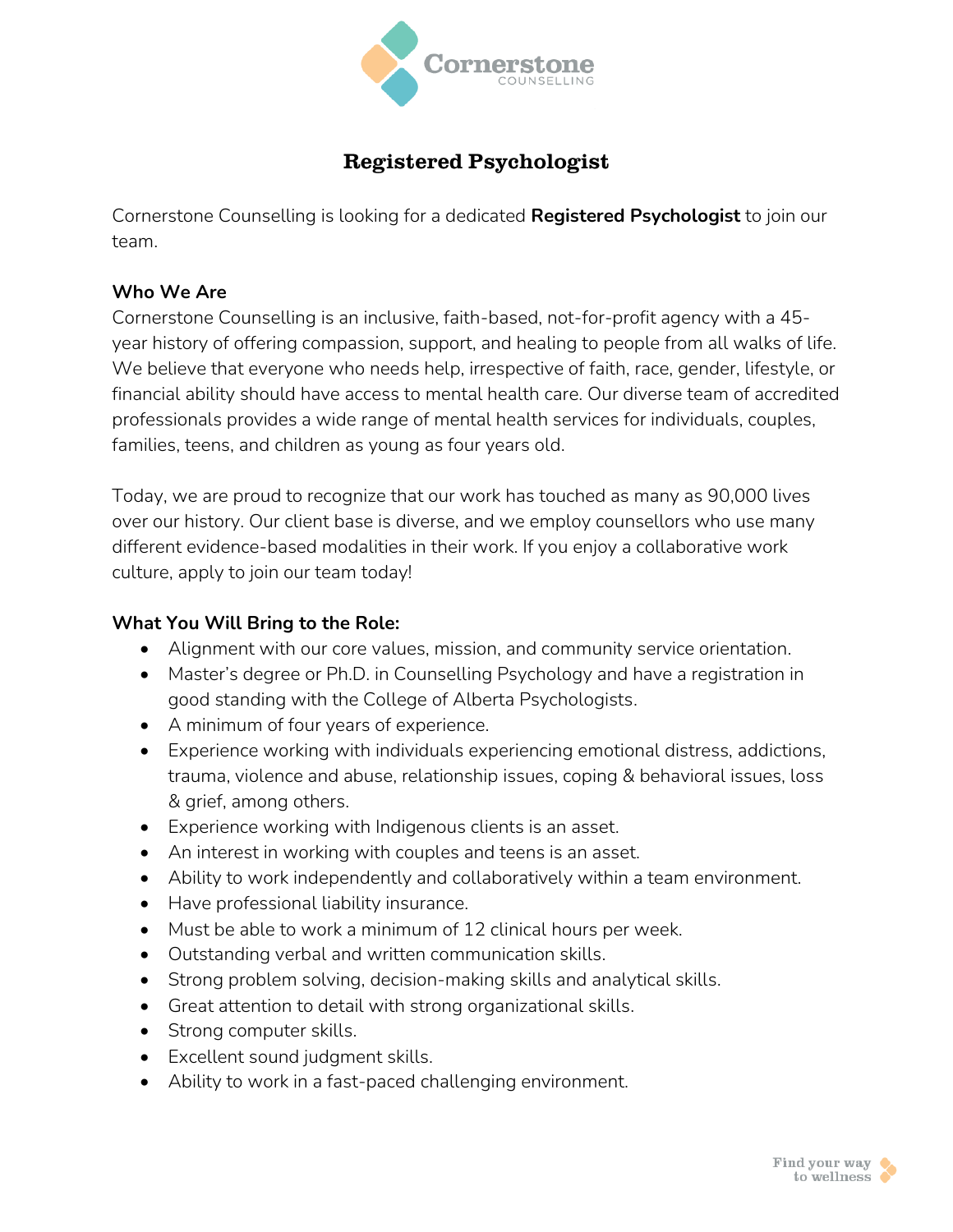# Registered Psychologist

Cornerstone Counselling is looking for a dedicated **Registered Psychologist** to join our team.

**Who We Are**

Cornerstone Counselling is an inclusive, faith-based, not-for-profit agency with a 45-year history of offering compassion, support, and healing to people from all walks of life. We believe that everyone who needs help, irrespective of faith, race, gender, lifestyle, or financial ability should have access to mental health care. Our diverse team of accredited professionals provides a wide range of mental health services for individuals, couples, families, teens, and children as young as four years old.

Today, we are proud to recognize that our work has touched as many as 90,000 lives over our history. Our client base is diverse, and we employ counsellors who use many different evidence-based modalities in their work. If you enjoy a collaborative work culture, apply to join our team today!

**What You Will Bring to the Role:**

- Alignment with our core values, mission, and community service orientation.
- Master's degree or Ph.D. in Counselling Psychology and have a registration in good standing with the College of Alberta Psychologists.
- A minimum of four years of experience.
- Experience working with individuals experiencing emotional distress, addictions, trauma, violence and abuse, relationship issues, coping & behavioral issues, loss & grief, among others.
- Experience working with Indigenous clients is an asset.
- An interest in working with couples and teens is an asset.
- Ability to work independently and collaboratively within a team environment.
- Have professional liability insurance.
- Must be able to work a minimum of 12 clinical hours per week.
- Outstanding verbal and written communication skills.
- Strong problem solving, decision-making skills and analytical skills.
- Great attention to detail with strong organizational skills.
- Strong computer skills.
- Excellent sound judgment skills.
- Ability to work in a fast-paced challenging environment.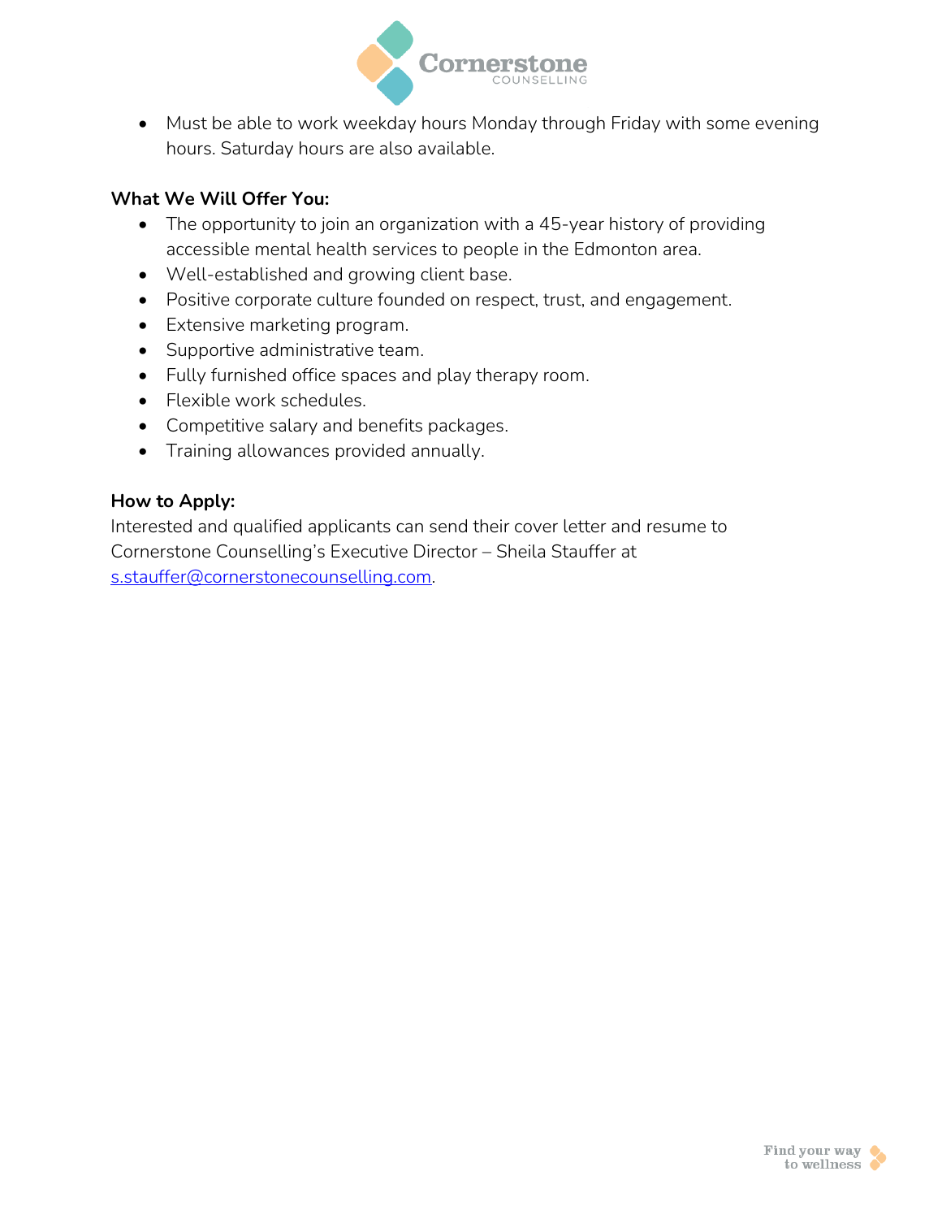- Must be able to work weekday hours Monday through Friday with some evening hours. Saturday hours are also available.

**What We Will Offer You:**

- The opportunity to join an organization with a 45-year history of providing accessible mental health services to people in the Edmonton area.
- Well-established and growing client base.
- Positive corporate culture founded on respect, trust, and engagement.
- Extensive marketing program.
- Supportive administrative team.
- Fully furnished office spaces and play therapy room.
- Flexible work schedules.
- Competitive salary and benefits packages.
- Training allowances provided annually.

**How to Apply:**

Interested and qualified applicants can send their cover letter and resume to Cornerstone Counselling's Executive Director – Sheila Stauffer at s.stauffer@cornerstonecounselling.com.